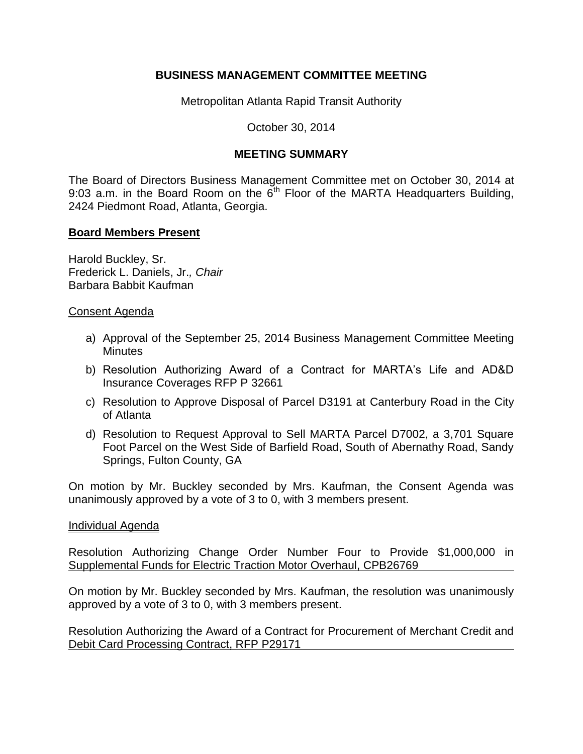**BUSINESS MANAGEMENT COMMITTEE MEETING**

Metropolitan Atlanta Rapid Transit Authority

October 30, 2014

**MEETING SUMMARY**

The Board of Directors Business Management Committee met on October 30, 2014 at 9:03 a.m. in the Board Room on the 6th Floor of the MARTA Headquarters Building, 2424 Piedmont Road, Atlanta, Georgia.

**Board Members Present**

Harold Buckley, Sr.
Frederick L. Daniels, Jr.*, Chair*
Barbara Babbit Kaufman

Consent Agenda

a) Approval of the September 25, 2014 Business Management Committee Meeting Minutes
b) Resolution Authorizing Award of a Contract for MARTA's Life and AD&D Insurance Coverages RFP P 32661
c) Resolution to Approve Disposal of Parcel D3191 at Canterbury Road in the City of Atlanta
d) Resolution to Request Approval to Sell MARTA Parcel D7002, a 3,701 Square Foot Parcel on the West Side of Barfield Road, South of Abernathy Road, Sandy Springs, Fulton County, GA

On motion by Mr. Buckley seconded by Mrs. Kaufman, the Consent Agenda was unanimously approved by a vote of 3 to 0, with 3 members present.

Individual Agenda

Resolution Authorizing Change Order Number Four to Provide $1,000,000 in Supplemental Funds for Electric Traction Motor Overhaul, CPB26769

On motion by Mr. Buckley seconded by Mrs. Kaufman, the resolution was unanimously approved by a vote of 3 to 0, with 3 members present.

Resolution Authorizing the Award of a Contract for Procurement of Merchant Credit and Debit Card Processing Contract, RFP P29171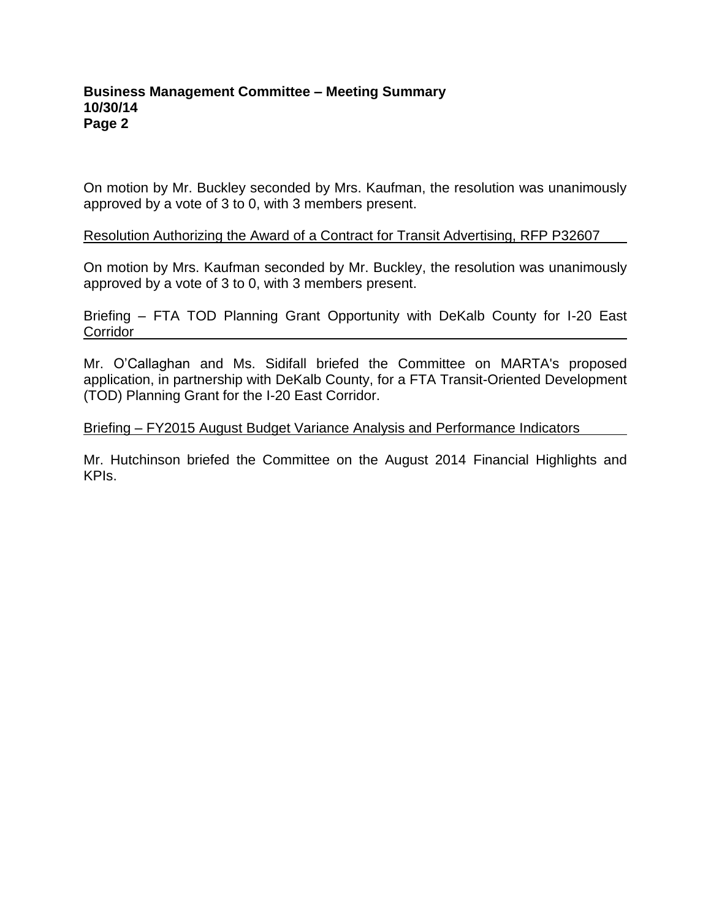On motion by Mr. Buckley seconded by Mrs. Kaufman, the resolution was unanimously approved by a vote of 3 to 0, with 3 members present.

Resolution Authorizing the Award of a Contract for Transit Advertising, RFP P32607

On motion by Mrs. Kaufman seconded by Mr. Buckley, the resolution was unanimously approved by a vote of 3 to 0, with 3 members present.

Briefing – FTA TOD Planning Grant Opportunity with DeKalb County for I-20 East Corridor

Mr. O'Callaghan and Ms. Sidifall briefed the Committee on MARTA's proposed application, in partnership with DeKalb County, for a FTA Transit-Oriented Development (TOD) Planning Grant for the I-20 East Corridor.

Briefing – FY2015 August Budget Variance Analysis and Performance Indicators

Mr. Hutchinson briefed the Committee on the August 2014 Financial Highlights and KPIs.